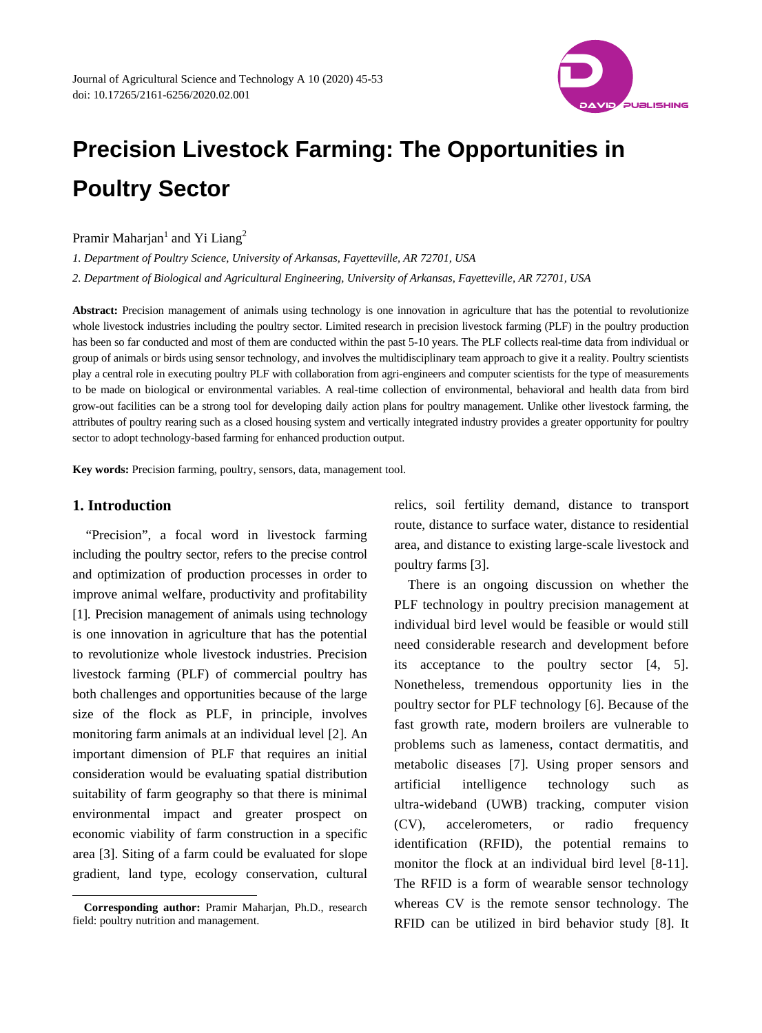# Precision Livestock Farming: The Opportunities in Poultry Sector

Pramir Maharjan[1] and Yi Liang[2]

*1. Department of Poultry Science, University of Arkansas, Fayetteville, AR 72701, USA*

*2. Department of Biological and Agricultural Engineering, University of Arkansas, Fayetteville, AR 72701, USA*

**Abstract:** Precision management of animals using technology is one innovation in agriculture that has the potential to revolutionize whole livestock industries including the poultry sector. Limited research in precision livestock farming (PLF) in the poultry production has been so far conducted and most of them are conducted within the past 5-10 years. The PLF collects real-time data from individual or group of animals or birds using sensor technology, and involves the multidisciplinary team approach to give it a reality. Poultry scientists play a central role in executing poultry PLF with collaboration from agri-engineers and computer scientists for the type of measurements to be made on biological or environmental variables. A real-time collection of environmental, behavioral and health data from bird grow-out facilities can be a strong tool for developing daily action plans for poultry management. Unlike other livestock farming, the attributes of poultry rearing such as a closed housing system and vertically integrated industry provides a greater opportunity for poultry sector to adopt technology-based farming for enhanced production output.

**Key words:** Precision farming, poultry, sensors, data, management tool.

## 1. Introduction

"Precision", a focal word in livestock farming including the poultry sector, refers to the precise control and optimization of production processes in order to improve animal welfare, productivity and profitability [1]. Precision management of animals using technology is one innovation in agriculture that has the potential to revolutionize whole livestock industries. Precision livestock farming (PLF) of commercial poultry has both challenges and opportunities because of the large size of the flock as PLF, in principle, involves monitoring farm animals at an individual level [2]. An important dimension of PLF that requires an initial consideration would be evaluating spatial distribution suitability of farm geography so that there is minimal environmental impact and greater prospect on economic viability of farm construction in a specific area [3]. Siting of a farm could be evaluated for slope gradient, land type, ecology conservation, cultural relics, soil fertility demand, distance to transport route, distance to surface water, distance to residential area, and distance to existing large-scale livestock and poultry farms [3].

There is an ongoing discussion on whether the PLF technology in poultry precision management at individual bird level would be feasible or would still need considerable research and development before its acceptance to the poultry sector [4, 5]. Nonetheless, tremendous opportunity lies in the poultry sector for PLF technology [6]. Because of the fast growth rate, modern broilers are vulnerable to problems such as lameness, contact dermatitis, and metabolic diseases [7]. Using proper sensors and artificial intelligence technology such as ultra-wideband (UWB) tracking, computer vision (CV), accelerometers, or radio frequency identification (RFID), the potential remains to monitor the flock at an individual bird level [8-11]. The RFID is a form of wearable sensor technology whereas CV is the remote sensor technology. The RFID can be utilized in bird behavior study [8]. It

**Corresponding author:** Pramir Maharjan, Ph.D., research field: poultry nutrition and management.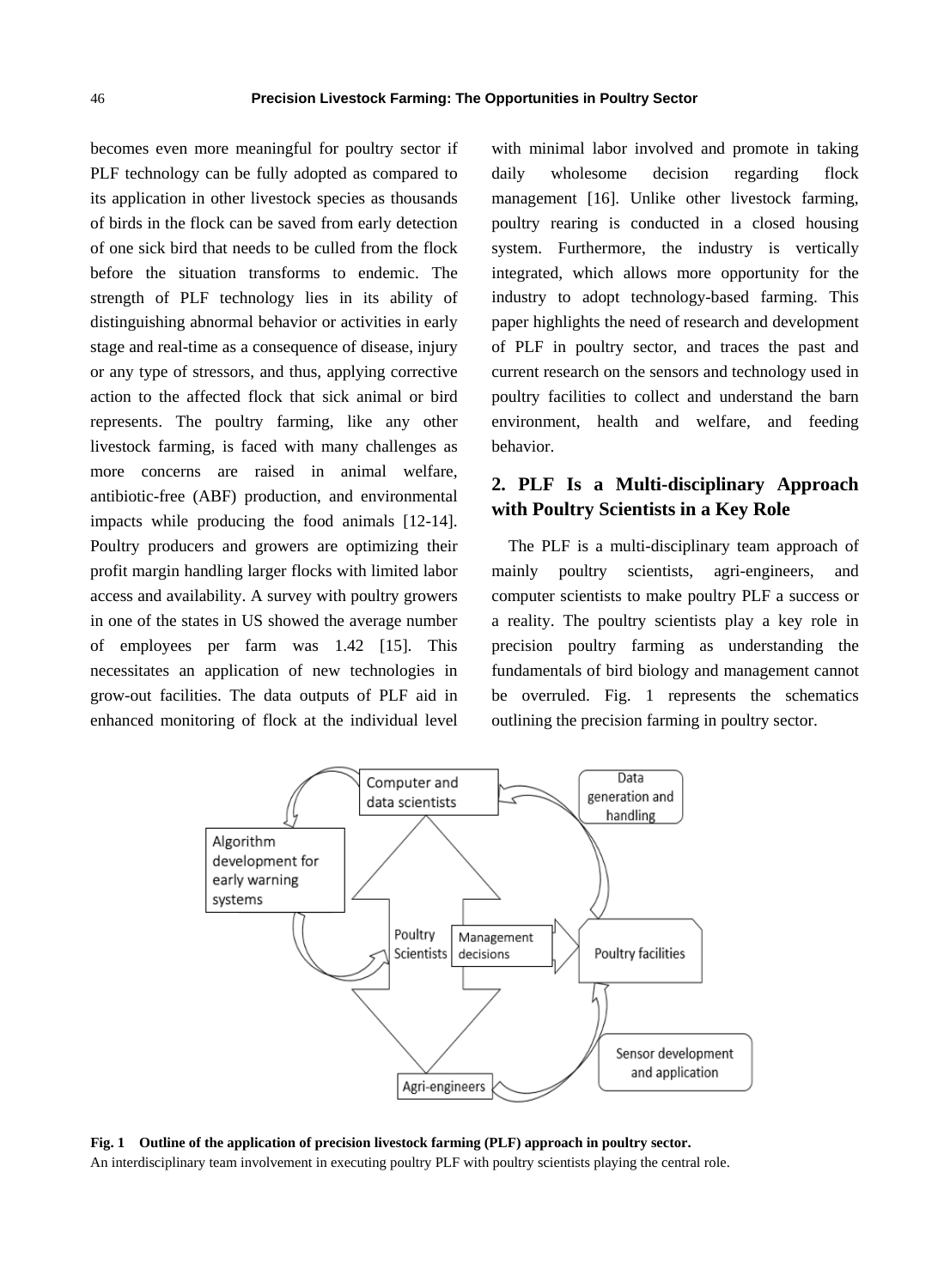becomes even more meaningful for poultry sector if PLF technology can be fully adopted as compared to its application in other livestock species as thousands of birds in the flock can be saved from early detection of one sick bird that needs to be culled from the flock before the situation transforms to endemic. The strength of PLF technology lies in its ability of distinguishing abnormal behavior or activities in early stage and real-time as a consequence of disease, injury or any type of stressors, and thus, applying corrective action to the affected flock that sick animal or bird represents. The poultry farming, like any other livestock farming, is faced with many challenges as more concerns are raised in animal welfare, antibiotic-free (ABF) production, and environmental impacts while producing the food animals [12-14]. Poultry producers and growers are optimizing their profit margin handling larger flocks with limited labor access and availability. A survey with poultry growers in one of the states in US showed the average number of employees per farm was 1.42 [15]. This necessitates an application of new technologies in grow-out facilities. The data outputs of PLF aid in enhanced monitoring of flock at the individual level with minimal labor involved and promote in taking daily wholesome decision regarding flock management [16]. Unlike other livestock farming, poultry rearing is conducted in a closed housing system. Furthermore, the industry is vertically integrated, which allows more opportunity for the industry to adopt technology-based farming. This paper highlights the need of research and development of PLF in poultry sector, and traces the past and current research on the sensors and technology used in poultry facilities to collect and understand the barn environment, health and welfare, and feeding behavior.

## 2. PLF Is a Multi-disciplinary Approach with Poultry Scientists in a Key Role

The PLF is a multi-disciplinary team approach of mainly poultry scientists, agri-engineers, and computer scientists to make poultry PLF a success or a reality. The poultry scientists play a key role in precision poultry farming as understanding the fundamentals of bird biology and management cannot be overruled. Fig. 1 represents the schematics outlining the precision farming in poultry sector.

**Fig. 1 Outline of the application of precision livestock farming (PLF) approach in poultry sector.**
An interdisciplinary team involvement in executing poultry PLF with poultry scientists playing the central role.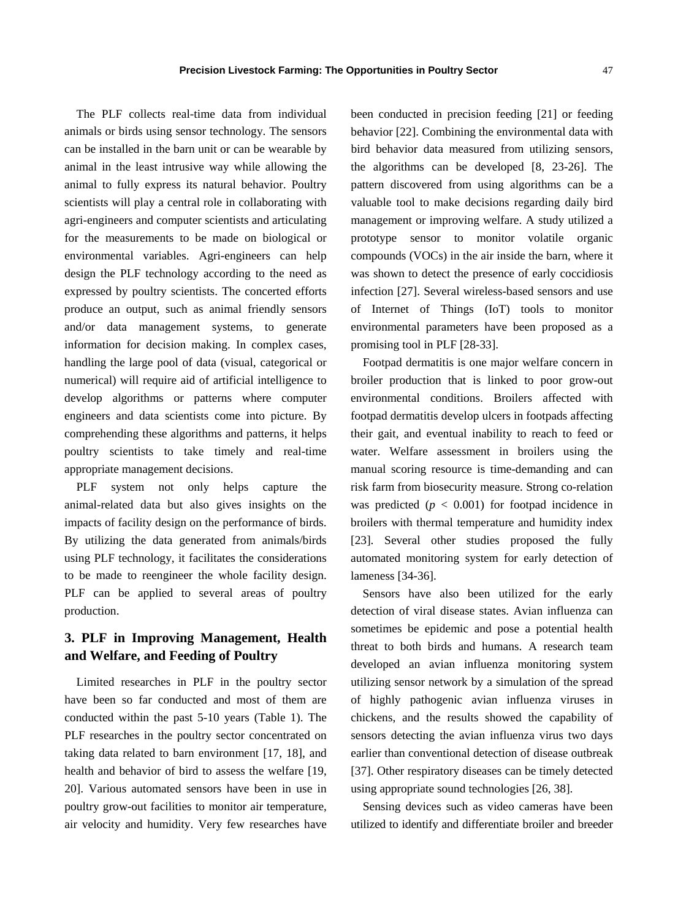The PLF collects real-time data from individual animals or birds using sensor technology. The sensors can be installed in the barn unit or can be wearable by animal in the least intrusive way while allowing the animal to fully express its natural behavior. Poultry scientists will play a central role in collaborating with agri-engineers and computer scientists and articulating for the measurements to be made on biological or environmental variables. Agri-engineers can help design the PLF technology according to the need as expressed by poultry scientists. The concerted efforts produce an output, such as animal friendly sensors and/or data management systems, to generate information for decision making. In complex cases, handling the large pool of data (visual, categorical or numerical) will require aid of artificial intelligence to develop algorithms or patterns where computer engineers and data scientists come into picture. By comprehending these algorithms and patterns, it helps poultry scientists to take timely and real-time appropriate management decisions.

PLF system not only helps capture the animal-related data but also gives insights on the impacts of facility design on the performance of birds. By utilizing the data generated from animals/birds using PLF technology, it facilitates the considerations to be made to reengineer the whole facility design. PLF can be applied to several areas of poultry production.

## 3. PLF in Improving Management, Health and Welfare, and Feeding of Poultry

Limited researches in PLF in the poultry sector have been so far conducted and most of them are conducted within the past 5-10 years (Table 1). The PLF researches in the poultry sector concentrated on taking data related to barn environment [17, 18], and health and behavior of bird to assess the welfare [19, 20]. Various automated sensors have been in use in poultry grow-out facilities to monitor air temperature, air velocity and humidity. Very few researches have been conducted in precision feeding [21] or feeding behavior [22]. Combining the environmental data with bird behavior data measured from utilizing sensors, the algorithms can be developed [8, 23-26]. The pattern discovered from using algorithms can be a valuable tool to make decisions regarding daily bird management or improving welfare. A study utilized a prototype sensor to monitor volatile organic compounds (VOCs) in the air inside the barn, where it was shown to detect the presence of early coccidiosis infection [27]. Several wireless-based sensors and use of Internet of Things (IoT) tools to monitor environmental parameters have been proposed as a promising tool in PLF [28-33].

Footpad dermatitis is one major welfare concern in broiler production that is linked to poor grow-out environmental conditions. Broilers affected with footpad dermatitis develop ulcers in footpads affecting their gait, and eventual inability to reach to feed or water. Welfare assessment in broilers using the manual scoring resource is time-demanding and can risk farm from biosecurity measure. Strong co-relation was predicted ($p < 0.001$) for footpad incidence in broilers with thermal temperature and humidity index [23]. Several other studies proposed the fully automated monitoring system for early detection of lameness [34-36].

Sensors have also been utilized for the early detection of viral disease states. Avian influenza can sometimes be epidemic and pose a potential health threat to both birds and humans. A research team developed an avian influenza monitoring system utilizing sensor network by a simulation of the spread of highly pathogenic avian influenza viruses in chickens, and the results showed the capability of sensors detecting the avian influenza virus two days earlier than conventional detection of disease outbreak [37]. Other respiratory diseases can be timely detected using appropriate sound technologies [26, 38].

Sensing devices such as video cameras have been utilized to identify and differentiate broiler and breeder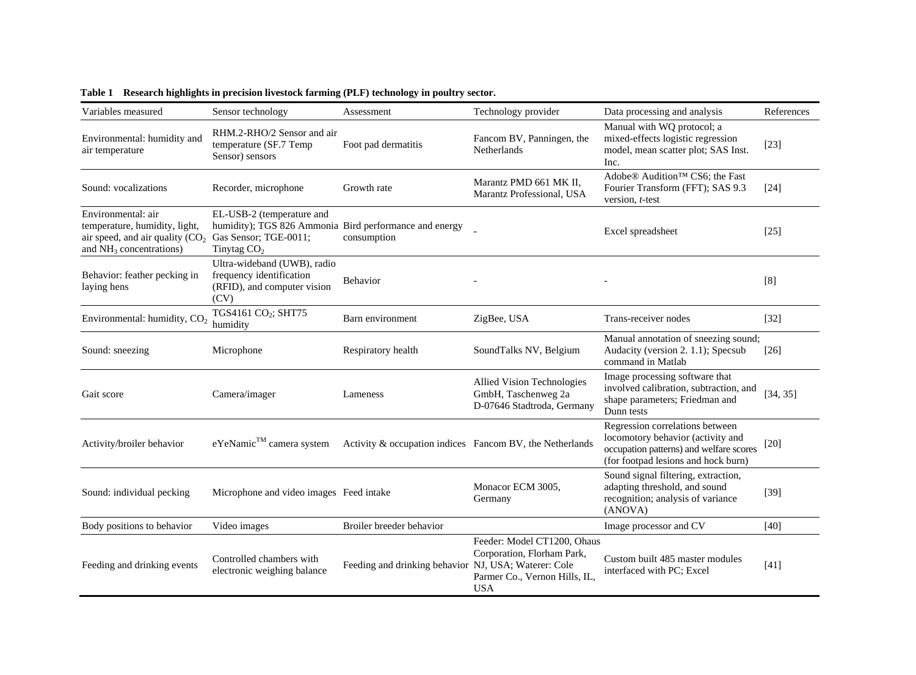**Table 1 Research highlights in precision livestock farming (PLF) technology in poultry sector.**

| Variables measured | Sensor technology | Assessment | Technology provider | Data processing and analysis | References |
|---|---|---|---|---|---|
| Environmental: humidity and air temperature | RHM.2-RHO/2 Sensor and air temperature (SF.7 Temp Sensor) sensors | Foot pad dermatitis | Fancom BV, Panningen, the Netherlands | Manual with WQ protocol; a mixed-effects logistic regression model, mean scatter plot; SAS Inst. Inc. | [23] |
| Sound: vocalizations | Recorder, microphone | Growth rate | Marantz PMD 661 MK II, Marantz Professional, USA | Adobe® Audition™ CS6; the Fast Fourier Transform (FFT); SAS 9.3 version, *t*-test | [24] |
| Environmental: air temperature, humidity, light, air speed, and air quality ($CO_2$ and $NH_3$ concentrations) | EL-USB-2 (temperature and humidity); TGS 826 Ammonia Gas Sensor; TGE-0011; Tinytag $CO_2$ | Bird performance and energy consumption | - | Excel spreadsheet | [25] |
| Behavior: feather pecking in laying hens | Ultra-wideband (UWB), radio frequency identification (RFID), and computer vision (CV) | Behavior | - | - | [8] |
| Environmental: humidity, $CO_2$ | TGS4161 $CO_2$; SHT75 humidity | Barn environment | ZigBee, USA | Trans-receiver nodes | [32] |
| Sound: sneezing | Microphone | Respiratory health | SoundTalks NV, Belgium | Manual annotation of sneezing sound; Audacity (version 2. 1.1); Specsub command in Matlab | [26] |
| Gait score | Camera/imager | Lameness | Allied Vision Technologies GmbH, Taschenweg 2a D-07646 Stadtroda, Germany | Image processing software that involved calibration, subtraction, and shape parameters; Friedman and Dunn tests | [34, 35] |
| Activity/broiler behavior | eYeNamic™ camera system | Activity & occupation indices | Fancom BV, the Netherlands | Regression correlations between locomotory behavior (activity and occupation patterns) and welfare scores (for footpad lesions and hock burn) | [20] |
| Sound: individual pecking | Microphone and video images | Feed intake | Monacor ECM 3005, Germany | Sound signal filtering, extraction, adapting threshold, and sound recognition; analysis of variance (ANOVA) | [39] |
| Body positions to behavior | Video images | Broiler breeder behavior | | Image processor and CV | [40] |
| Feeding and drinking events | Controlled chambers with electronic weighing balance | Feeding and drinking behavior | Feeder: Model CT1200, Ohaus Corporation, Florham Park, NJ, USA; Waterer: Cole Parmer Co., Vernon Hills, IL, USA | Custom built 485 master modules interfaced with PC; Excel | [41] |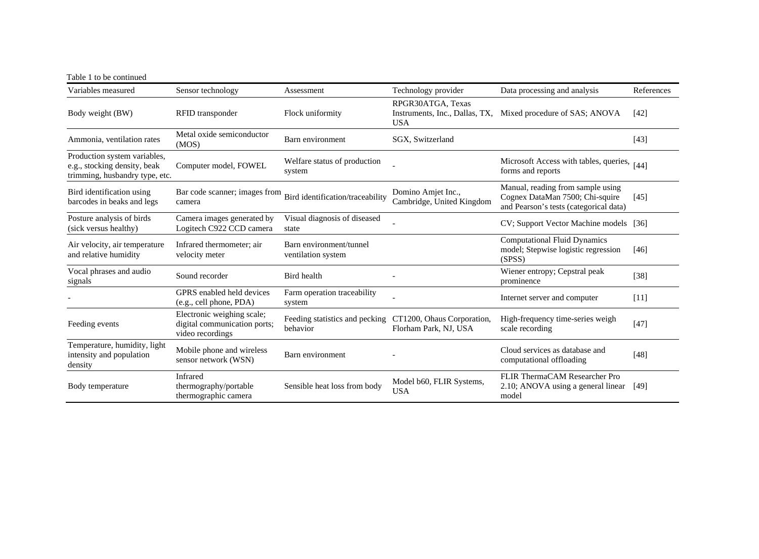Table 1 to be continued

| Variables measured | Sensor technology | Assessment | Technology provider | Data processing and analysis | References |
|---|---|---|---|---|---|
| Body weight (BW) | RFID transponder | Flock uniformity | RPGR30ATGA, Texas Instruments, Inc., Dallas, TX, USA | Mixed procedure of SAS; ANOVA | [42] |
| Ammonia, ventilation rates | Metal oxide semiconductor (MOS) | Barn environment | SGX, Switzerland | | [43] |
| Production system variables, e.g., stocking density, beak trimming, husbandry type, etc. | Computer model, FOWEL | Welfare status of production system | - | Microsoft Access with tables, queries, forms and reports | [44] |
| Bird identification using barcodes in beaks and legs | Bar code scanner; images from camera | Bird identification/traceability | Domino Amjet Inc., Cambridge, United Kingdom | Manual, reading from sample using Cognex DataMan 7500; Chi-squire and Pearson's tests (categorical data) | [45] |
| Posture analysis of birds (sick versus healthy) | Camera images generated by Logitech C922 CCD camera | Visual diagnosis of diseased state | - | CV; Support Vector Machine models | [36] |
| Air velocity, air temperature and relative humidity | Infrared thermometer; air velocity meter | Barn environment/tunnel ventilation system | | Computational Fluid Dynamics model; Stepwise logistic regression (SPSS) | [46] |
| Vocal phrases and audio signals | Sound recorder | Bird health | - | Wiener entropy; Cepstral peak prominence | [38] |
| - | GPRS enabled held devices (e.g., cell phone, PDA) | Farm operation traceability system | - | Internet server and computer | [11] |
| Feeding events | Electronic weighing scale; digital communication ports; video recordings | Feeding statistics and pecking behavior | CT1200, Ohaus Corporation, Florham Park, NJ, USA | High-frequency time-series weigh scale recording | [47] |
| Temperature, humidity, light intensity and population density | Mobile phone and wireless sensor network (WSN) | Barn environment | - | Cloud services as database and computational offloading | [48] |
| Body temperature | Infrared thermography/portable thermographic camera | Sensible heat loss from body | Model b60, FLIR Systems, USA | FLIR ThermaCAM Researcher Pro 2.10; ANOVA using a general linear model | [49] |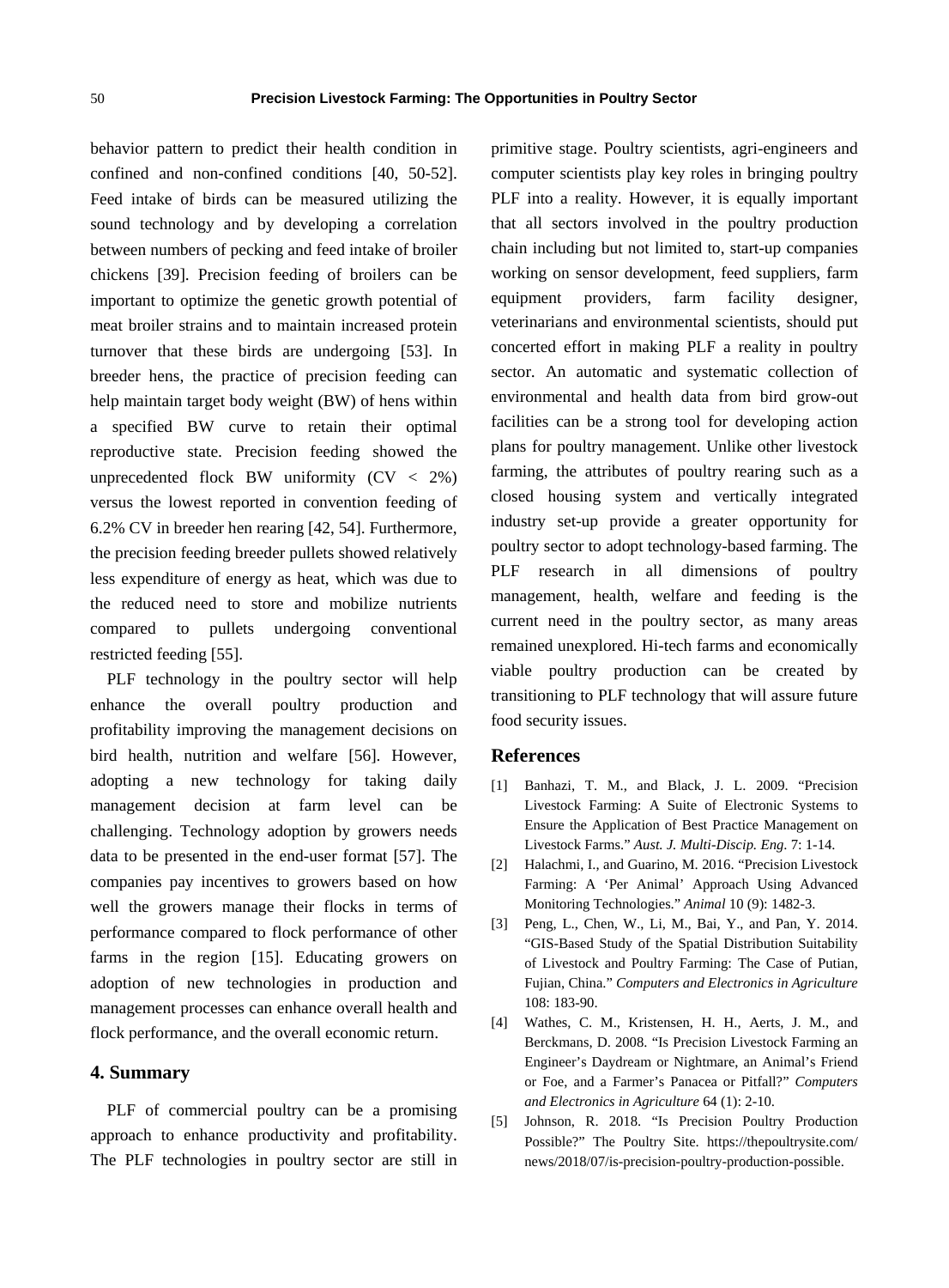behavior pattern to predict their health condition in confined and non-confined conditions [40, 50-52]. Feed intake of birds can be measured utilizing the sound technology and by developing a correlation between numbers of pecking and feed intake of broiler chickens [39]. Precision feeding of broilers can be important to optimize the genetic growth potential of meat broiler strains and to maintain increased protein turnover that these birds are undergoing [53]. In breeder hens, the practice of precision feeding can help maintain target body weight (BW) of hens within a specified BW curve to retain their optimal reproductive state. Precision feeding showed the unprecedented flock BW uniformity (CV < 2%) versus the lowest reported in convention feeding of 6.2% CV in breeder hen rearing [42, 54]. Furthermore, the precision feeding breeder pullets showed relatively less expenditure of energy as heat, which was due to the reduced need to store and mobilize nutrients compared to pullets undergoing conventional restricted feeding [55].

PLF technology in the poultry sector will help enhance the overall poultry production and profitability improving the management decisions on bird health, nutrition and welfare [56]. However, adopting a new technology for taking daily management decision at farm level can be challenging. Technology adoption by growers needs data to be presented in the end-user format [57]. The companies pay incentives to growers based on how well the growers manage their flocks in terms of performance compared to flock performance of other farms in the region [15]. Educating growers on adoption of new technologies in production and management processes can enhance overall health and flock performance, and the overall economic return.

## 4. Summary

PLF of commercial poultry can be a promising approach to enhance productivity and profitability. The PLF technologies in poultry sector are still in primitive stage. Poultry scientists, agri-engineers and computer scientists play key roles in bringing poultry PLF into a reality. However, it is equally important that all sectors involved in the poultry production chain including but not limited to, start-up companies working on sensor development, feed suppliers, farm equipment providers, farm facility designer, veterinarians and environmental scientists, should put concerted effort in making PLF a reality in poultry sector. An automatic and systematic collection of environmental and health data from bird grow-out facilities can be a strong tool for developing action plans for poultry management. Unlike other livestock farming, the attributes of poultry rearing such as a closed housing system and vertically integrated industry set-up provide a greater opportunity for poultry sector to adopt technology-based farming. The PLF research in all dimensions of poultry management, health, welfare and feeding is the current need in the poultry sector, as many areas remained unexplored. Hi-tech farms and economically viable poultry production can be created by transitioning to PLF technology that will assure future food security issues.

## References

[1] Banhazi, T. M., and Black, J. L. 2009. "Precision Livestock Farming: A Suite of Electronic Systems to Ensure the Application of Best Practice Management on Livestock Farms." *Aust. J. Multi-Discip. Eng*. 7: 1-14.

[2] Halachmi, I., and Guarino, M. 2016. "Precision Livestock Farming: A 'Per Animal' Approach Using Advanced Monitoring Technologies." *Animal* 10 (9): 1482-3.

[3] Peng, L., Chen, W., Li, M., Bai, Y., and Pan, Y. 2014. "GIS-Based Study of the Spatial Distribution Suitability of Livestock and Poultry Farming: The Case of Putian, Fujian, China." *Computers and Electronics in Agriculture* 108: 183-90.

[4] Wathes, C. M., Kristensen, H. H., Aerts, J. M., and Berckmans, D. 2008. "Is Precision Livestock Farming an Engineer's Daydream or Nightmare, an Animal's Friend or Foe, and a Farmer's Panacea or Pitfall?" *Computers and Electronics in Agriculture* 64 (1): 2-10.

[5] Johnson, R. 2018. "Is Precision Poultry Production Possible?" The Poultry Site. https://thepoultrysite.com/news/2018/07/is-precision-poultry-production-possible.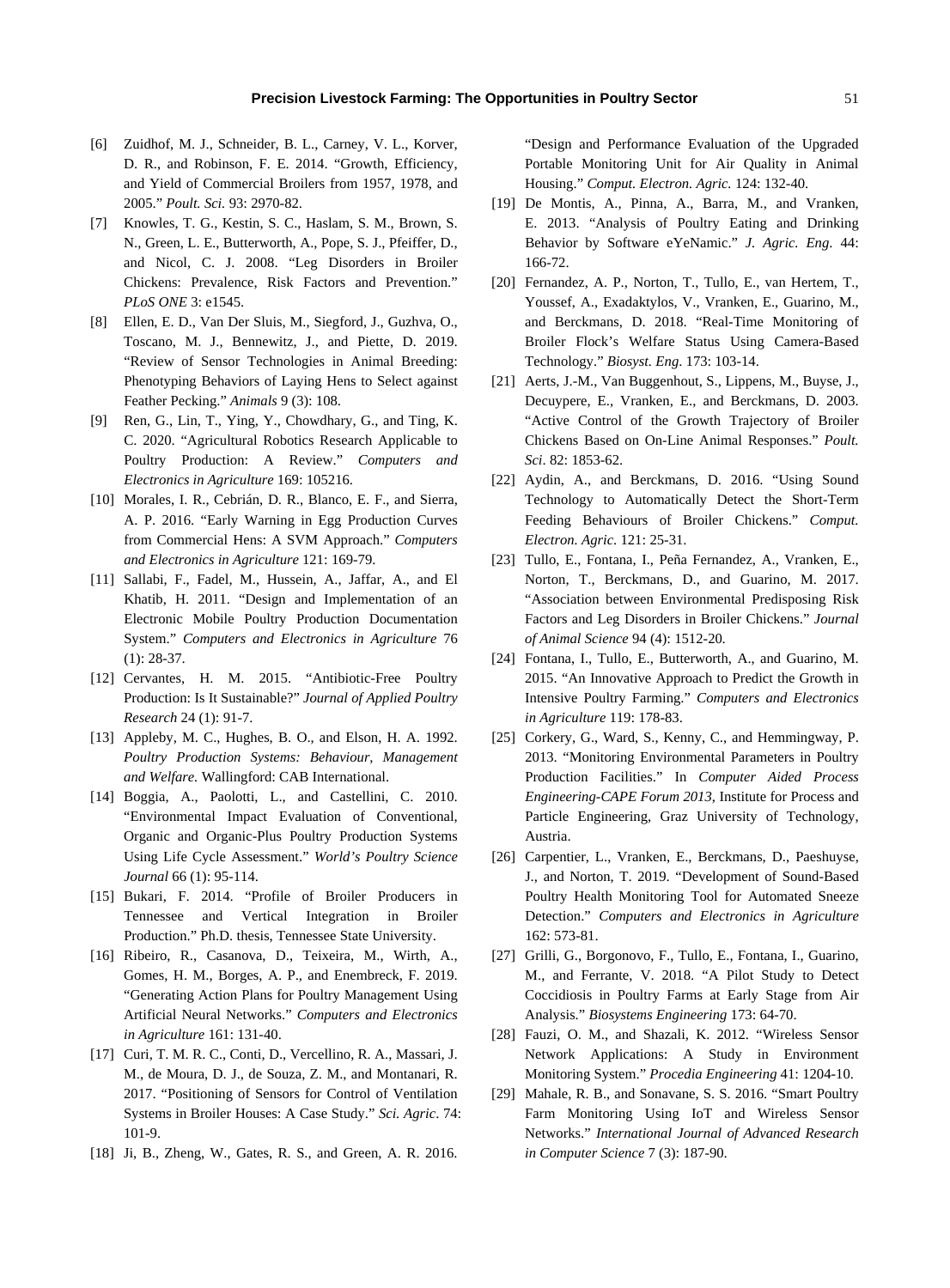[6] Zuidhof, M. J., Schneider, B. L., Carney, V. L., Korver, D. R., and Robinson, F. E. 2014. "Growth, Efficiency, and Yield of Commercial Broilers from 1957, 1978, and 2005." *Poult. Sci.* 93: 2970-82.

[7] Knowles, T. G., Kestin, S. C., Haslam, S. M., Brown, S. N., Green, L. E., Butterworth, A., Pope, S. J., Pfeiffer, D., and Nicol, C. J. 2008. "Leg Disorders in Broiler Chickens: Prevalence, Risk Factors and Prevention." *PLoS ONE* 3: e1545.

[8] Ellen, E. D., Van Der Sluis, M., Siegford, J., Guzhva, O., Toscano, M. J., Bennewitz, J., and Piette, D. 2019. "Review of Sensor Technologies in Animal Breeding: Phenotyping Behaviors of Laying Hens to Select against Feather Pecking." *Animals* 9 (3): 108.

[9] Ren, G., Lin, T., Ying, Y., Chowdhary, G., and Ting, K. C. 2020. "Agricultural Robotics Research Applicable to Poultry Production: A Review." *Computers and Electronics in Agriculture* 169: 105216.

[10] Morales, I. R., Cebrián, D. R., Blanco, E. F., and Sierra, A. P. 2016. "Early Warning in Egg Production Curves from Commercial Hens: A SVM Approach." *Computers and Electronics in Agriculture* 121: 169-79.

[11] Sallabi, F., Fadel, M., Hussein, A., Jaffar, A., and El Khatib, H. 2011. "Design and Implementation of an Electronic Mobile Poultry Production Documentation System." *Computers and Electronics in Agriculture* 76 (1): 28-37.

[12] Cervantes, H. M. 2015. "Antibiotic-Free Poultry Production: Is It Sustainable?" *Journal of Applied Poultry Research* 24 (1): 91-7.

[13] Appleby, M. C., Hughes, B. O., and Elson, H. A. 1992. *Poultry Production Systems: Behaviour, Management and Welfare.* Wallingford: CAB International.

[14] Boggia, A., Paolotti, L., and Castellini, C. 2010. "Environmental Impact Evaluation of Conventional, Organic and Organic-Plus Poultry Production Systems Using Life Cycle Assessment." *World's Poultry Science Journal* 66 (1): 95-114.

[15] Bukari, F. 2014. "Profile of Broiler Producers in Tennessee and Vertical Integration in Broiler Production." Ph.D. thesis, Tennessee State University.

[16] Ribeiro, R., Casanova, D., Teixeira, M., Wirth, A., Gomes, H. M., Borges, A. P., and Enembreck, F. 2019. "Generating Action Plans for Poultry Management Using Artificial Neural Networks." *Computers and Electronics in Agriculture* 161: 131-40.

[17] Curi, T. M. R. C., Conti, D., Vercellino, R. A., Massari, J. M., de Moura, D. J., de Souza, Z. M., and Montanari, R. 2017. "Positioning of Sensors for Control of Ventilation Systems in Broiler Houses: A Case Study." *Sci. Agric.* 74: 101-9.

[18] Ji, B., Zheng, W., Gates, R. S., and Green, A. R. 2016. "Design and Performance Evaluation of the Upgraded Portable Monitoring Unit for Air Quality in Animal Housing." *Comput. Electron. Agric.* 124: 132-40.

[19] De Montis, A., Pinna, A., Barra, M., and Vranken, E. 2013. "Analysis of Poultry Eating and Drinking Behavior by Software eYeNamic." *J. Agric. Eng.* 44: 166-72.

[20] Fernandez, A. P., Norton, T., Tullo, E., van Hertem, T., Youssef, A., Exadaktylos, V., Vranken, E., Guarino, M., and Berckmans, D. 2018. "Real-Time Monitoring of Broiler Flock's Welfare Status Using Camera-Based Technology." *Biosyst. Eng.* 173: 103-14.

[21] Aerts, J.-M., Van Buggenhout, S., Lippens, M., Buyse, J., Decuypere, E., Vranken, E., and Berckmans, D. 2003. "Active Control of the Growth Trajectory of Broiler Chickens Based on On-Line Animal Responses." *Poult. Sci.* 82: 1853-62.

[22] Aydin, A., and Berckmans, D. 2016. "Using Sound Technology to Automatically Detect the Short-Term Feeding Behaviours of Broiler Chickens." *Comput. Electron. Agric.* 121: 25-31.

[23] Tullo, E., Fontana, I., Peña Fernandez, A., Vranken, E., Norton, T., Berckmans, D., and Guarino, M. 2017. "Association between Environmental Predisposing Risk Factors and Leg Disorders in Broiler Chickens." *Journal of Animal Science* 94 (4): 1512-20.

[24] Fontana, I., Tullo, E., Butterworth, A., and Guarino, M. 2015. "An Innovative Approach to Predict the Growth in Intensive Poultry Farming." *Computers and Electronics in Agriculture* 119: 178-83.

[25] Corkery, G., Ward, S., Kenny, C., and Hemmingway, P. 2013. "Monitoring Environmental Parameters in Poultry Production Facilities." In *Computer Aided Process Engineering-CAPE Forum 2013*, Institute for Process and Particle Engineering, Graz University of Technology, Austria.

[26] Carpentier, L., Vranken, E., Berckmans, D., Paeshuyse, J., and Norton, T. 2019. "Development of Sound-Based Poultry Health Monitoring Tool for Automated Sneeze Detection." *Computers and Electronics in Agriculture* 162: 573-81.

[27] Grilli, G., Borgonovo, F., Tullo, E., Fontana, I., Guarino, M., and Ferrante, V. 2018. "A Pilot Study to Detect Coccidiosis in Poultry Farms at Early Stage from Air Analysis." *Biosystems Engineering* 173: 64-70.

[28] Fauzi, O. M., and Shazali, K. 2012. "Wireless Sensor Network Applications: A Study in Environment Monitoring System." *Procedia Engineering* 41: 1204-10.

[29] Mahale, R. B., and Sonavane, S. S. 2016. "Smart Poultry Farm Monitoring Using IoT and Wireless Sensor Networks." *International Journal of Advanced Research in Computer Science* 7 (3): 187-90.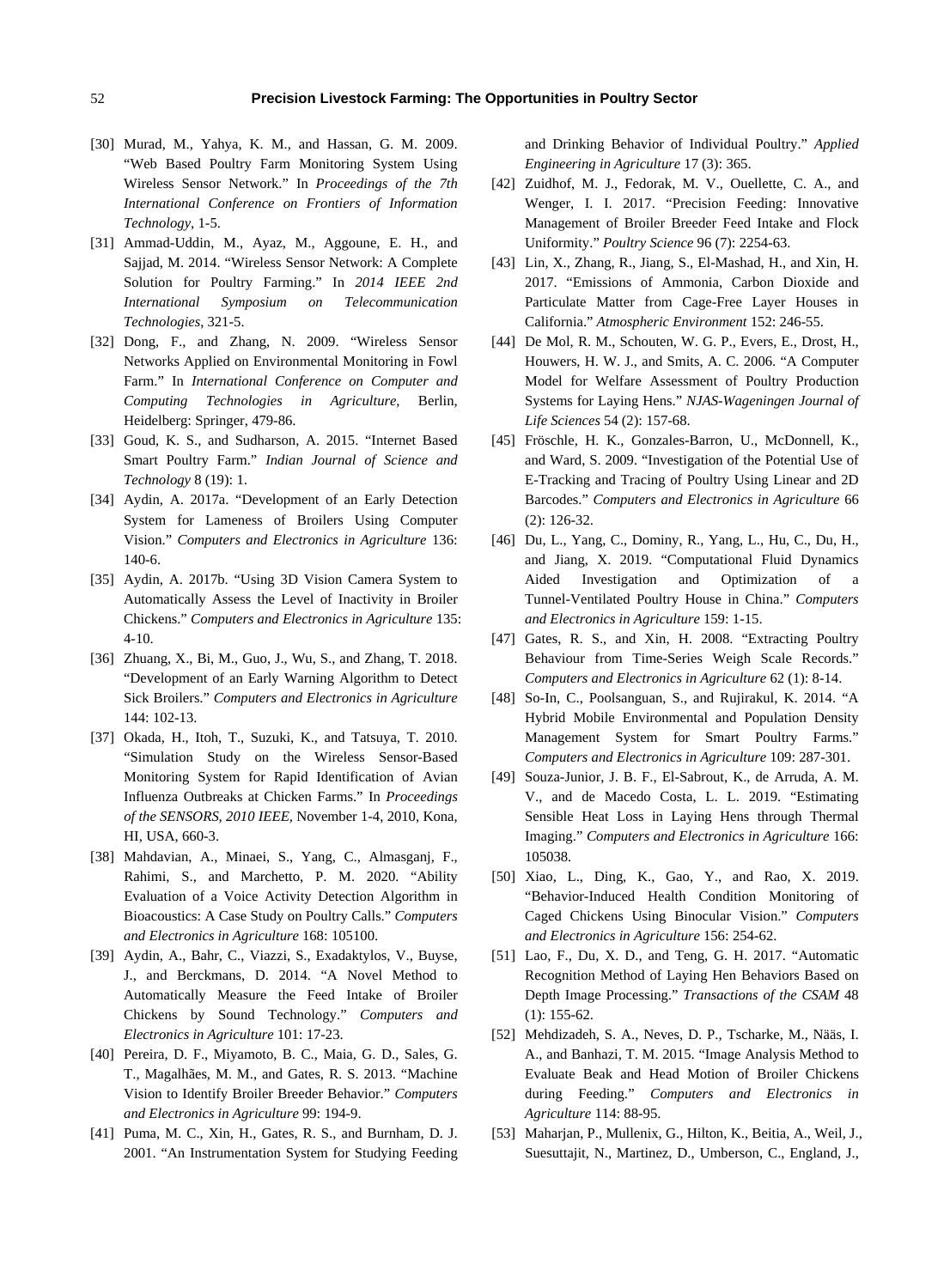[30] Murad, M., Yahya, K. M., and Hassan, G. M. 2009. "Web Based Poultry Farm Monitoring System Using Wireless Sensor Network." In *Proceedings of the 7th International Conference on Frontiers of Information Technology*, 1-5.

[31] Ammad-Uddin, M., Ayaz, M., Aggoune, E. H., and Sajjad, M. 2014. "Wireless Sensor Network: A Complete Solution for Poultry Farming." In *2014 IEEE 2nd International Symposium on Telecommunication Technologies*, 321-5.

[32] Dong, F., and Zhang, N. 2009. "Wireless Sensor Networks Applied on Environmental Monitoring in Fowl Farm." In *International Conference on Computer and Computing Technologies in Agriculture*, Berlin, Heidelberg: Springer, 479-86.

[33] Goud, K. S., and Sudharson, A. 2015. "Internet Based Smart Poultry Farm." *Indian Journal of Science and Technology* 8 (19): 1.

[34] Aydin, A. 2017a. "Development of an Early Detection System for Lameness of Broilers Using Computer Vision." *Computers and Electronics in Agriculture* 136: 140-6.

[35] Aydin, A. 2017b. "Using 3D Vision Camera System to Automatically Assess the Level of Inactivity in Broiler Chickens." *Computers and Electronics in Agriculture* 135: 4-10.

[36] Zhuang, X., Bi, M., Guo, J., Wu, S., and Zhang, T. 2018. "Development of an Early Warning Algorithm to Detect Sick Broilers." *Computers and Electronics in Agriculture* 144: 102-13.

[37] Okada, H., Itoh, T., Suzuki, K., and Tatsuya, T. 2010. "Simulation Study on the Wireless Sensor-Based Monitoring System for Rapid Identification of Avian Influenza Outbreaks at Chicken Farms." In *Proceedings of the SENSORS, 2010 IEEE*, November 1-4, 2010, Kona, HI, USA, 660-3.

[38] Mahdavian, A., Minaei, S., Yang, C., Almasganj, F., Rahimi, S., and Marchetto, P. M. 2020. "Ability Evaluation of a Voice Activity Detection Algorithm in Bioacoustics: A Case Study on Poultry Calls." *Computers and Electronics in Agriculture* 168: 105100.

[39] Aydin, A., Bahr, C., Viazzi, S., Exadaktylos, V., Buyse, J., and Berckmans, D. 2014. "A Novel Method to Automatically Measure the Feed Intake of Broiler Chickens by Sound Technology." *Computers and Electronics in Agriculture* 101: 17-23.

[40] Pereira, D. F., Miyamoto, B. C., Maia, G. D., Sales, G. T., Magalhães, M. M., and Gates, R. S. 2013. "Machine Vision to Identify Broiler Breeder Behavior." *Computers and Electronics in Agriculture* 99: 194-9.

[41] Puma, M. C., Xin, H., Gates, R. S., and Burnham, D. J. 2001. "An Instrumentation System for Studying Feeding and Drinking Behavior of Individual Poultry." *Applied Engineering in Agriculture* 17 (3): 365.

[42] Zuidhof, M. J., Fedorak, M. V., Ouellette, C. A., and Wenger, I. I. 2017. "Precision Feeding: Innovative Management of Broiler Breeder Feed Intake and Flock Uniformity." *Poultry Science* 96 (7): 2254-63.

[43] Lin, X., Zhang, R., Jiang, S., El-Mashad, H., and Xin, H. 2017. "Emissions of Ammonia, Carbon Dioxide and Particulate Matter from Cage-Free Layer Houses in California." *Atmospheric Environment* 152: 246-55.

[44] De Mol, R. M., Schouten, W. G. P., Evers, E., Drost, H., Houwers, H. W. J., and Smits, A. C. 2006. "A Computer Model for Welfare Assessment of Poultry Production Systems for Laying Hens." *NJAS-Wageningen Journal of Life Sciences* 54 (2): 157-68.

[45] Fröschle, H. K., Gonzales-Barron, U., McDonnell, K., and Ward, S. 2009. "Investigation of the Potential Use of E-Tracking and Tracing of Poultry Using Linear and 2D Barcodes." *Computers and Electronics in Agriculture* 66 (2): 126-32.

[46] Du, L., Yang, C., Dominy, R., Yang, L., Hu, C., Du, H., and Jiang, X. 2019. "Computational Fluid Dynamics Aided Investigation and Optimization of a Tunnel-Ventilated Poultry House in China." *Computers and Electronics in Agriculture* 159: 1-15.

[47] Gates, R. S., and Xin, H. 2008. "Extracting Poultry Behaviour from Time-Series Weigh Scale Records." *Computers and Electronics in Agriculture* 62 (1): 8-14.

[48] So-In, C., Poolsanguan, S., and Rujirakul, K. 2014. "A Hybrid Mobile Environmental and Population Density Management System for Smart Poultry Farms." *Computers and Electronics in Agriculture* 109: 287-301.

[49] Souza-Junior, J. B. F., El-Sabrout, K., de Arruda, A. M. V., and de Macedo Costa, L. L. 2019. "Estimating Sensible Heat Loss in Laying Hens through Thermal Imaging." *Computers and Electronics in Agriculture* 166: 105038.

[50] Xiao, L., Ding, K., Gao, Y., and Rao, X. 2019. "Behavior-Induced Health Condition Monitoring of Caged Chickens Using Binocular Vision." *Computers and Electronics in Agriculture* 156: 254-62.

[51] Lao, F., Du, X. D., and Teng, G. H. 2017. "Automatic Recognition Method of Laying Hen Behaviors Based on Depth Image Processing." *Transactions of the CSAM* 48 (1): 155-62.

[52] Mehdizadeh, S. A., Neves, D. P., Tscharke, M., Nääs, I. A., and Banhazi, T. M. 2015. "Image Analysis Method to Evaluate Beak and Head Motion of Broiler Chickens during Feeding." *Computers and Electronics in Agriculture* 114: 88-95.

[53] Maharjan, P., Mullenix, G., Hilton, K., Beitia, A., Weil, J., Suesuttajit, N., Martinez, D., Umberson, C., England, J.,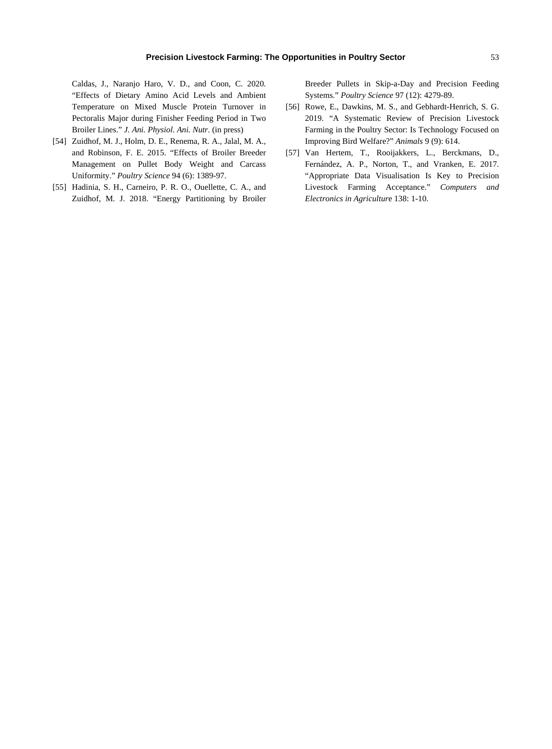Caldas, J., Naranjo Haro, V. D., and Coon, C. 2020. "Effects of Dietary Amino Acid Levels and Ambient Temperature on Mixed Muscle Protein Turnover in Pectoralis Major during Finisher Feeding Period in Two Broiler Lines." *J. Ani. Physiol. Ani. Nutr*. (in press)

[54] Zuidhof, M. J., Holm, D. E., Renema, R. A., Jalal, M. A., and Robinson, F. E. 2015. "Effects of Broiler Breeder Management on Pullet Body Weight and Carcass Uniformity." *Poultry Science* 94 (6): 1389-97.

[55] Hadinia, S. H., Carneiro, P. R. O., Ouellette, C. A., and Zuidhof, M. J. 2018. "Energy Partitioning by Broiler Breeder Pullets in Skip-a-Day and Precision Feeding Systems." *Poultry Science* 97 (12): 4279-89.

[56] Rowe, E., Dawkins, M. S., and Gebhardt-Henrich, S. G. 2019. "A Systematic Review of Precision Livestock Farming in the Poultry Sector: Is Technology Focused on Improving Bird Welfare?" *Animals* 9 (9): 614.

[57] Van Hertem, T., Rooijakkers, L., Berckmans, D., Fernández, A. P., Norton, T., and Vranken, E. 2017. "Appropriate Data Visualisation Is Key to Precision Livestock Farming Acceptance." *Computers and Electronics in Agriculture* 138: 1-10.